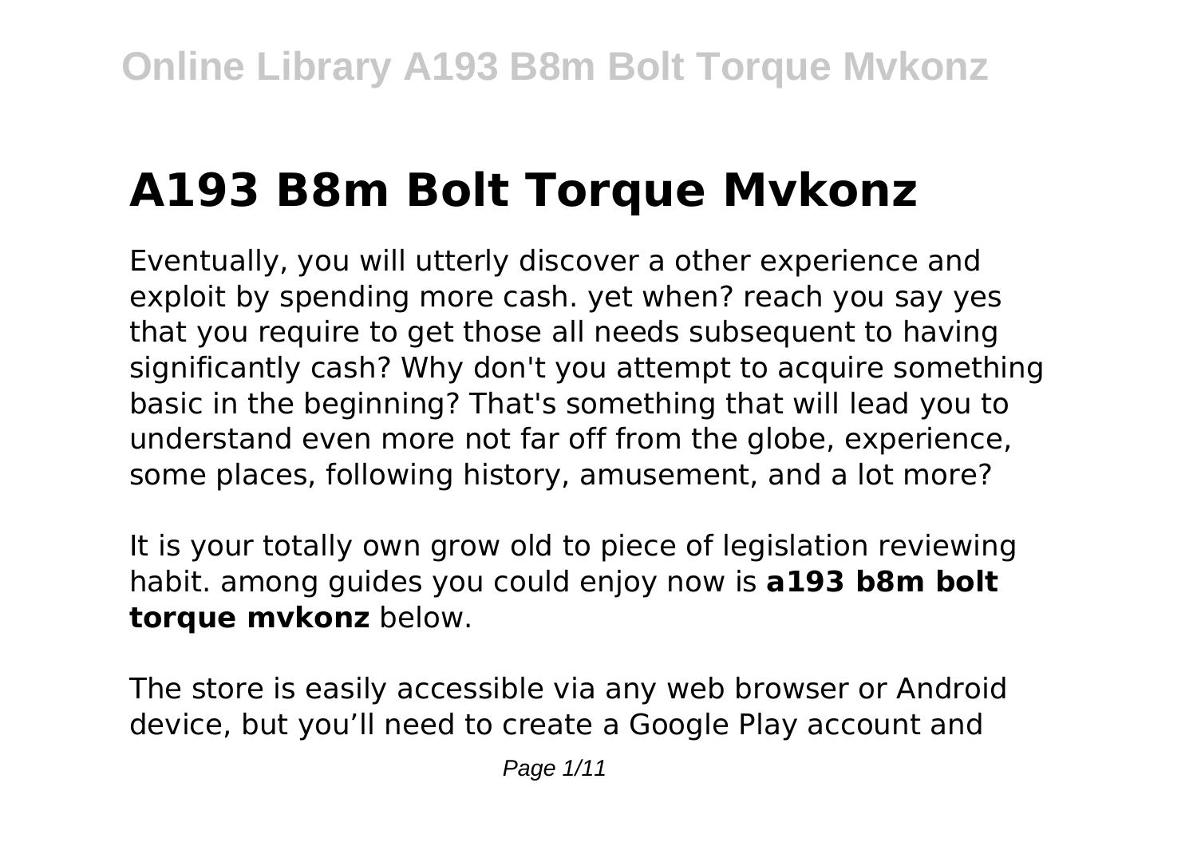# A193 B8m Bolt Torque Mvkonz

Eventually, you will utterly discover a other experience and exploit by spending more cash. yet when? reach you say yes that you require to get those all needs subsequent to having significantly cash? Why don't you attempt to acquire something basic in the beginning? That's something that will lead you to understand even more not far off from the globe, experience, some places, following history, amusement, and a lot more?

It is your totally own grow old to piece of legislation reviewing habit. among guides you could enjoy now is **a193 b8m bolt torque mvkonz** below.

The store is easily accessible via any web browser or Android device, but you'll need to create a Google Play account and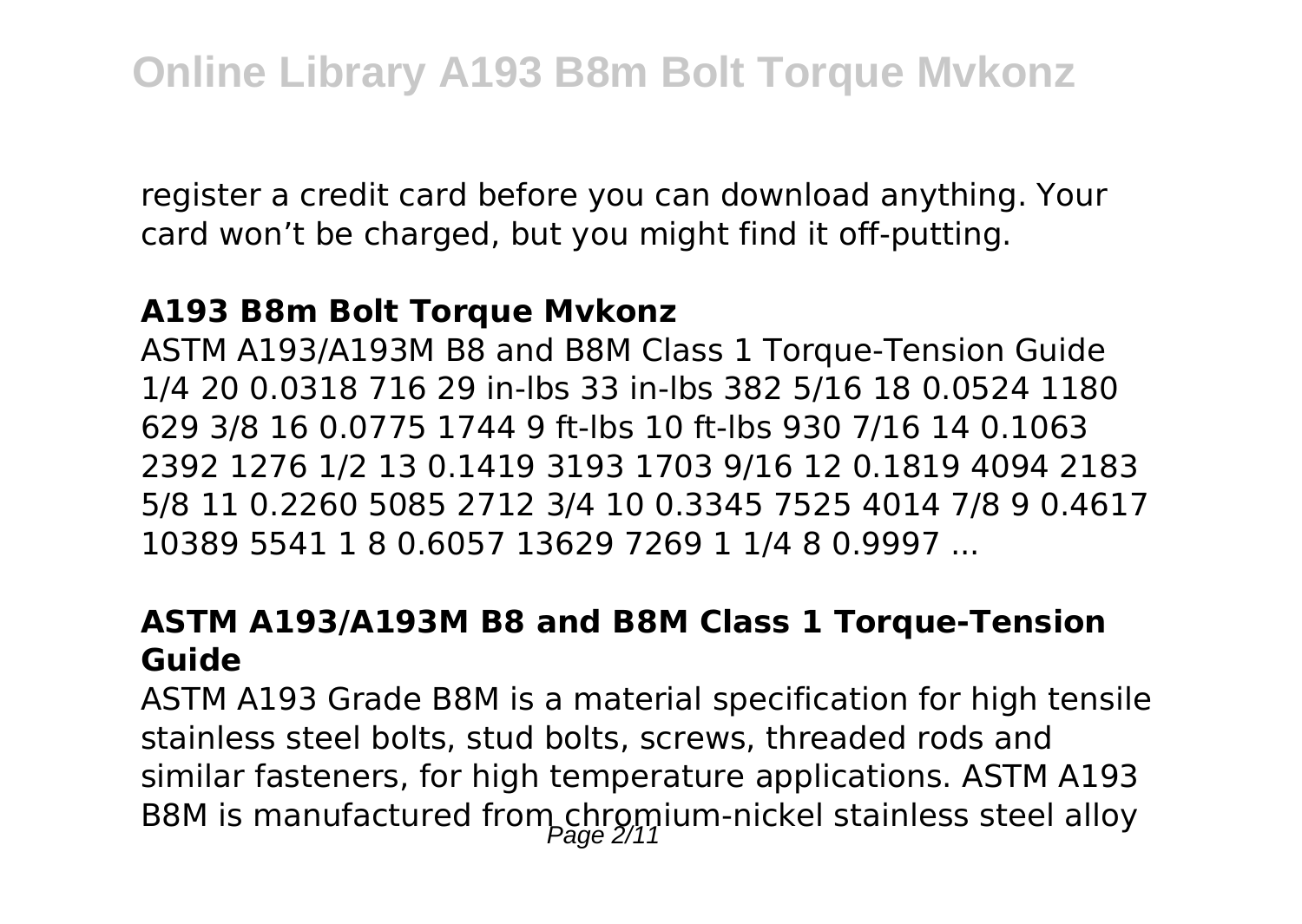register a credit card before you can download anything. Your card won’t be charged, but you might find it off-putting.

### A193 B8m Bolt Torque Mvkonz

ASTM A193/A193M B8 and B8M Class 1 Torque-Tension Guide 1/4 20 0.0318 716 29 in-lbs 33 in-lbs 382 5/16 18 0.0524 1180 629 3/8 16 0.0775 1744 9 ft-lbs 10 ft-lbs 930 7/16 14 0.1063 2392 1276 1/2 13 0.1419 3193 1703 9/16 12 0.1819 4094 2183 5/8 11 0.2260 5085 2712 3/4 10 0.3345 7525 4014 7/8 9 0.4617 10389 5541 1 8 0.6057 13629 7269 1 1/4 8 0.9997 ...

### ASTM A193/A193M B8 and B8M Class 1 Torque-Tension Guide

ASTM A193 Grade B8M is a material specification for high tensile stainless steel bolts, stud bolts, screws, threaded rods and similar fasteners, for high temperature applications. ASTM A193 B8M is manufactured from chromium-nickel stainless steel alloy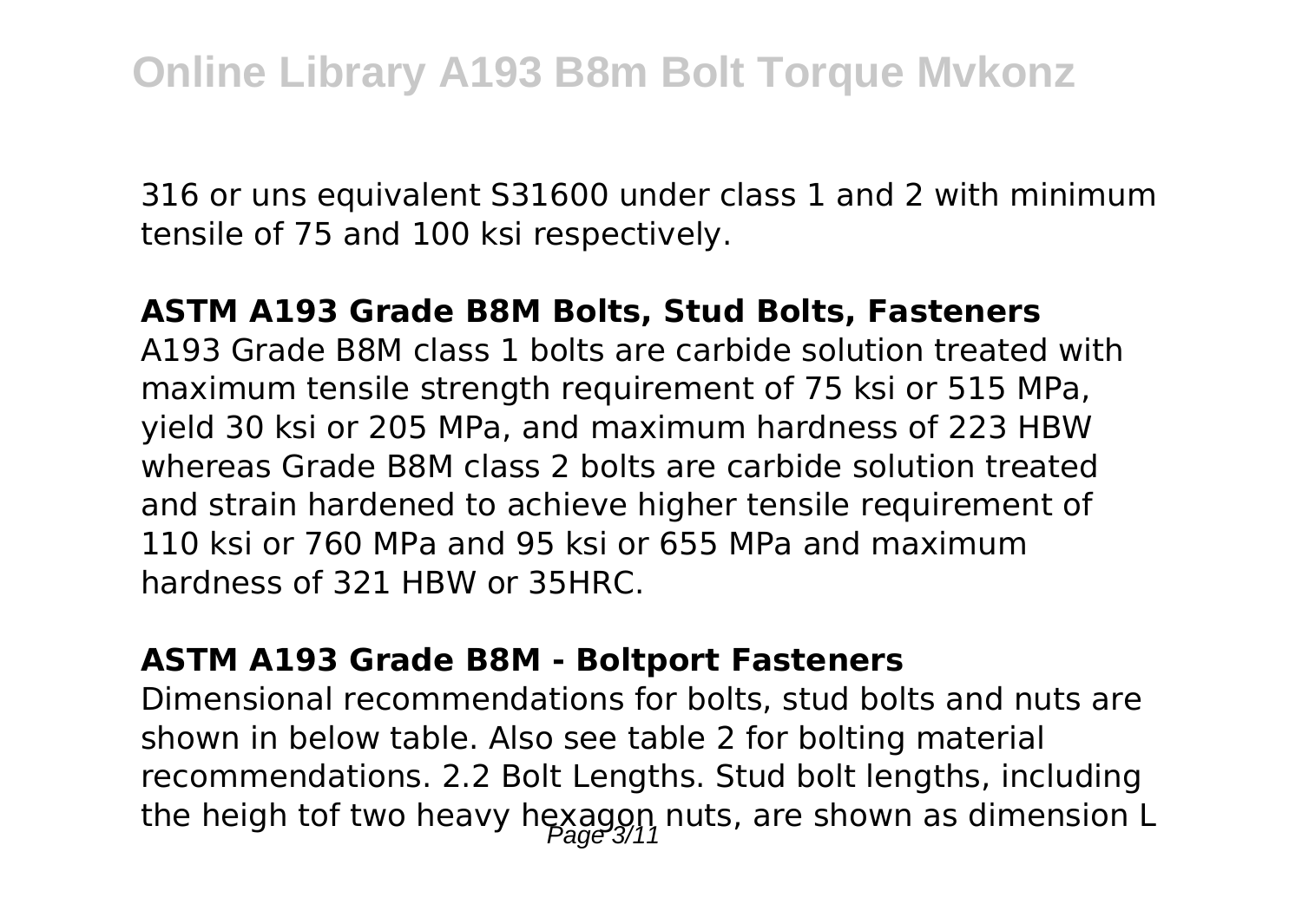316 or uns equivalent S31600 under class 1 and 2 with minimum tensile of 75 and 100 ksi respectively.

**ASTM A193 Grade B8M Bolts, Stud Bolts, Fasteners**

A193 Grade B8M class 1 bolts are carbide solution treated with maximum tensile strength requirement of 75 ksi or 515 MPa, yield 30 ksi or 205 MPa, and maximum hardness of 223 HBW whereas Grade B8M class 2 bolts are carbide solution treated and strain hardened to achieve higher tensile requirement of 110 ksi or 760 MPa and 95 ksi or 655 MPa and maximum hardness of 321 HBW or 35HRC.

**ASTM A193 Grade B8M - Boltport Fasteners**

Dimensional recommendations for bolts, stud bolts and nuts are shown in below table. Also see table 2 for bolting material recommendations. 2.2 Bolt Lengths. Stud bolt lengths, including the heigh tof two heavy hexagon nuts, are shown as dimension L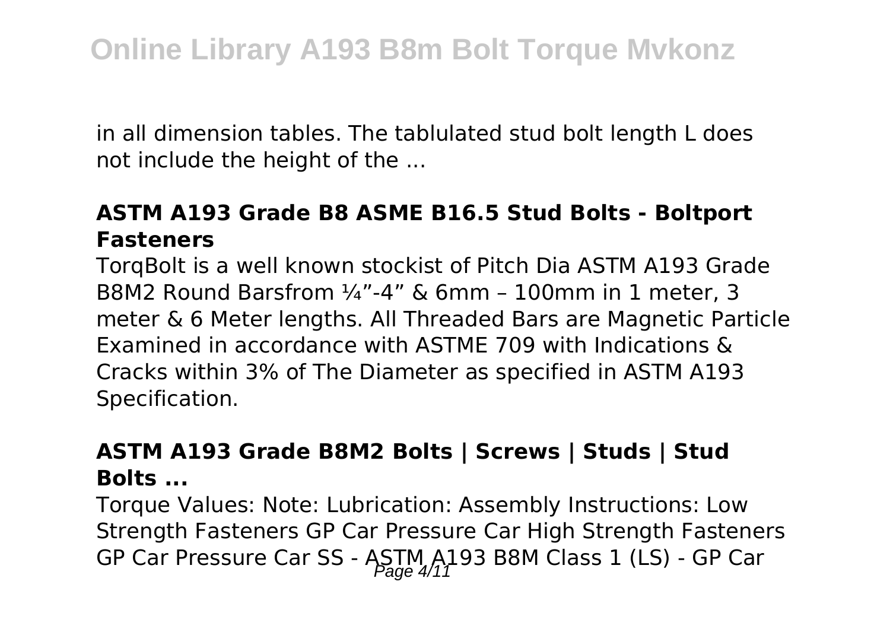in all dimension tables. The tablulated stud bolt length L does not include the height of the ...

### ASTM A193 Grade B8 ASME B16.5 Stud Bolts - Boltport Fasteners

TorqBolt is a well known stockist of Pitch Dia ASTM A193 Grade B8M2 Round Barsfrom ¼”-4” & 6mm – 100mm in 1 meter, 3 meter & 6 Meter lengths. All Threaded Bars are Magnetic Particle Examined in accordance with ASTME 709 with Indications & Cracks within 3% of The Diameter as specified in ASTM A193 Specification.

### ASTM A193 Grade B8M2 Bolts | Screws | Studs | Stud Bolts ...

Torque Values: Note: Lubrication: Assembly Instructions: Low Strength Fasteners GP Car Pressure Car High Strength Fasteners GP Car Pressure Car SS - ASTM A193 B8M Class 1 (LS) - GP Car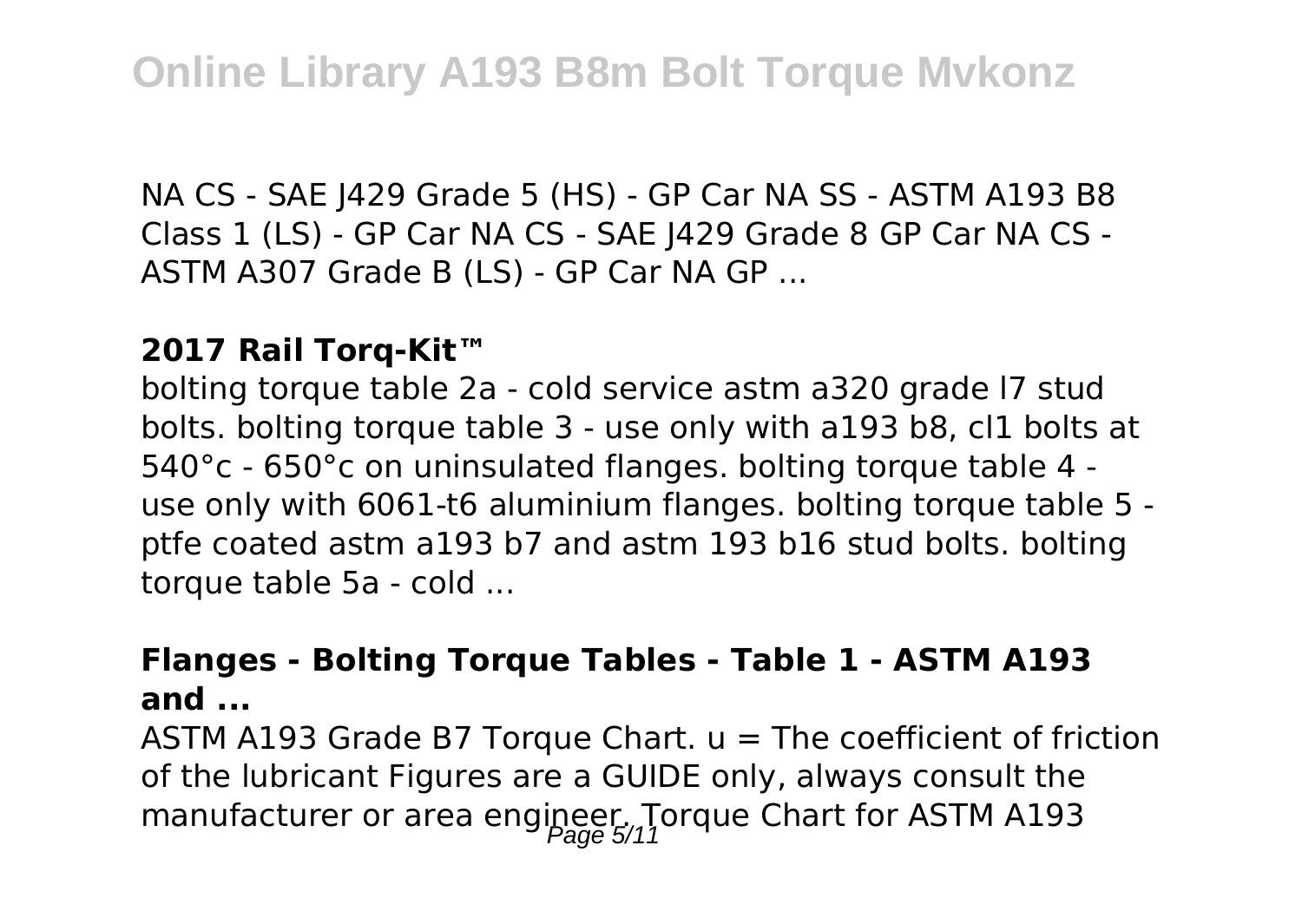NA CS - SAE J429 Grade 5 (HS) - GP Car NA SS - ASTM A193 B8 Class 1 (LS) - GP Car NA CS - SAE J429 Grade 8 GP Car NA CS - ASTM A307 Grade B (LS) - GP Car NA GP ...

**2017 Rail Torq-Kit™**

bolting torque table 2a - cold service astm a320 grade l7 stud bolts. bolting torque table 3 - use only with a193 b8, cl1 bolts at 540°c - 650°c on uninsulated flanges. bolting torque table 4 - use only with 6061-t6 aluminium flanges. bolting torque table 5 - ptfe coated astm a193 b7 and astm 193 b16 stud bolts. bolting torque table 5a - cold ...

**Flanges - Bolting Torque Tables - Table 1 - ASTM A193 and ...**

ASTM A193 Grade B7 Torque Chart. u = The coefficient of friction of the lubricant Figures are a GUIDE only, always consult the manufacturer or area engineer. Torque Chart for ASTM A193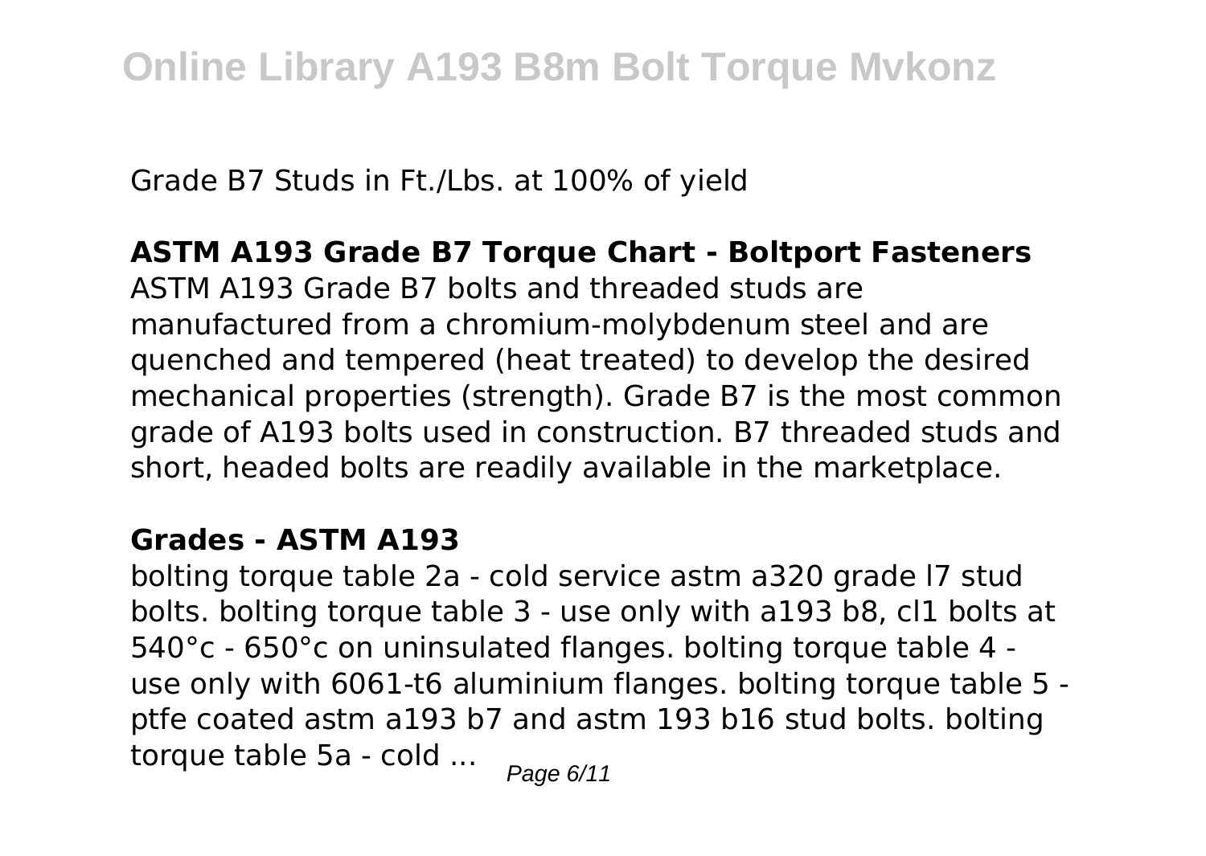Grade B7 Studs in Ft./Lbs. at 100% of yield

**ASTM A193 Grade B7 Torque Chart - Boltport Fasteners**

ASTM A193 Grade B7 bolts and threaded studs are manufactured from a chromium-molybdenum steel and are quenched and tempered (heat treated) to develop the desired mechanical properties (strength). Grade B7 is the most common grade of A193 bolts used in construction. B7 threaded studs and short, headed bolts are readily available in the marketplace.

**Grades - ASTM A193**

bolting torque table 2a - cold service astm a320 grade l7 stud bolts. bolting torque table 3 - use only with a193 b8, cl1 bolts at 540°c - 650°c on uninsulated flanges. bolting torque table 4 - use only with 6061-t6 aluminium flanges. bolting torque table 5 - ptfe coated astm a193 b7 and astm 193 b16 stud bolts. bolting torque table 5a - cold ...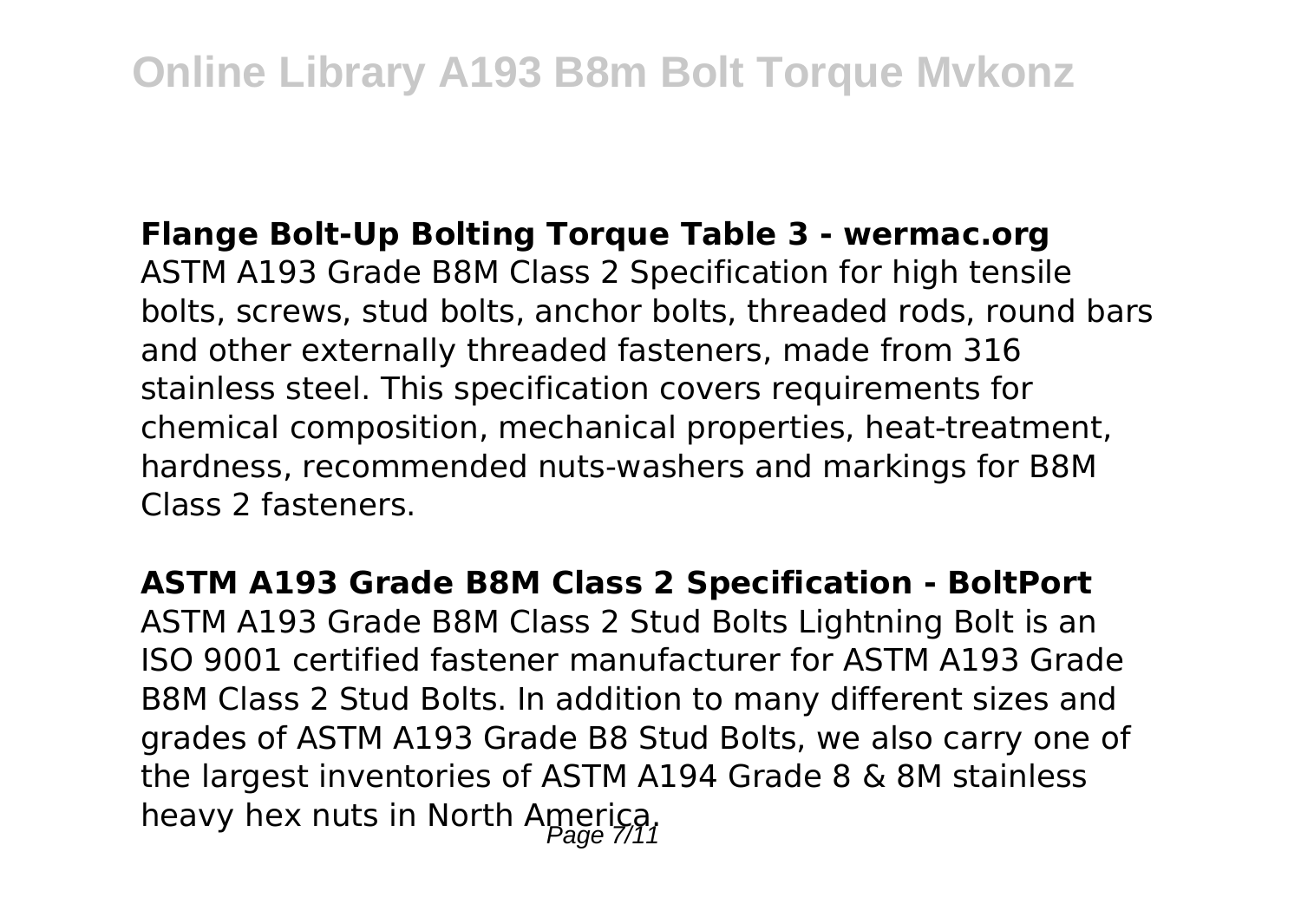**Flange Bolt-Up Bolting Torque Table 3 - wermac.org**

ASTM A193 Grade B8M Class 2 Specification for high tensile bolts, screws, stud bolts, anchor bolts, threaded rods, round bars and other externally threaded fasteners, made from 316 stainless steel. This specification covers requirements for chemical composition, mechanical properties, heat-treatment, hardness, recommended nuts-washers and markings for B8M Class 2 fasteners.

**ASTM A193 Grade B8M Class 2 Specification - BoltPort**

ASTM A193 Grade B8M Class 2 Stud Bolts Lightning Bolt is an ISO 9001 certified fastener manufacturer for ASTM A193 Grade B8M Class 2 Stud Bolts. In addition to many different sizes and grades of ASTM A193 Grade B8 Stud Bolts, we also carry one of the largest inventories of ASTM A194 Grade 8 & 8M stainless heavy hex nuts in North America.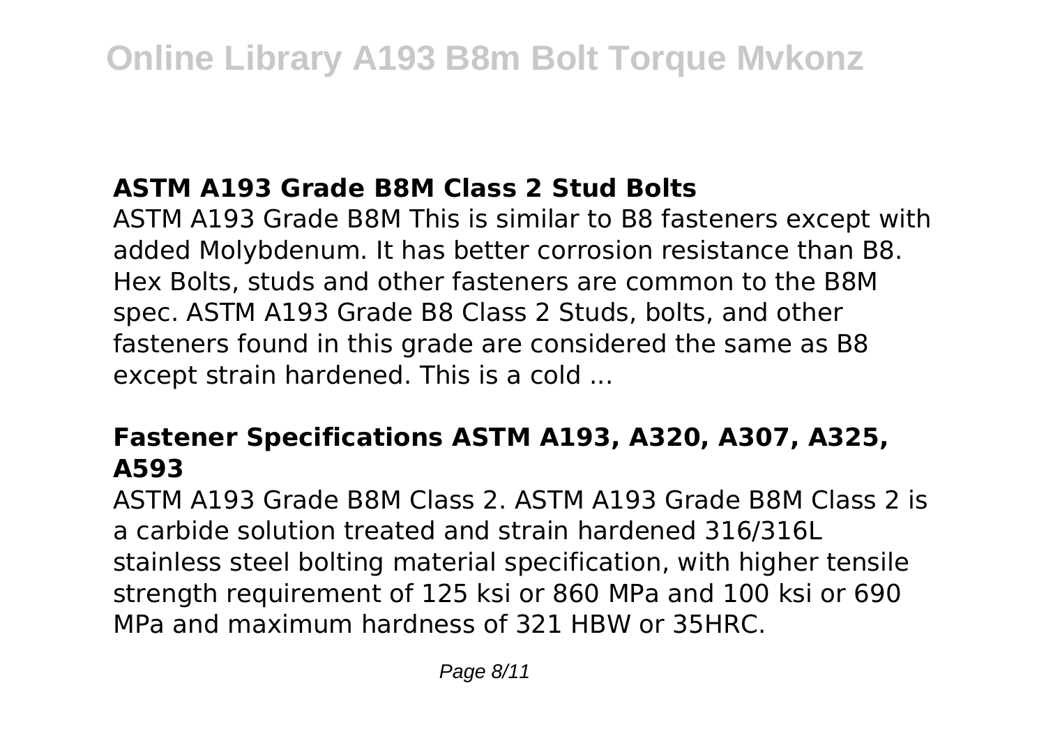## ASTM A193 Grade B8M Class 2 Stud Bolts

ASTM A193 Grade B8M This is similar to B8 fasteners except with added Molybdenum. It has better corrosion resistance than B8. Hex Bolts, studs and other fasteners are common to the B8M spec. ASTM A193 Grade B8 Class 2 Studs, bolts, and other fasteners found in this grade are considered the same as B8 except strain hardened. This is a cold ...

## Fastener Specifications ASTM A193, A320, A307, A325, A593

ASTM A193 Grade B8M Class 2. ASTM A193 Grade B8M Class 2 is a carbide solution treated and strain hardened 316/316L stainless steel bolting material specification, with higher tensile strength requirement of 125 ksi or 860 MPa and 100 ksi or 690 MPa and maximum hardness of 321 HBW or 35HRC.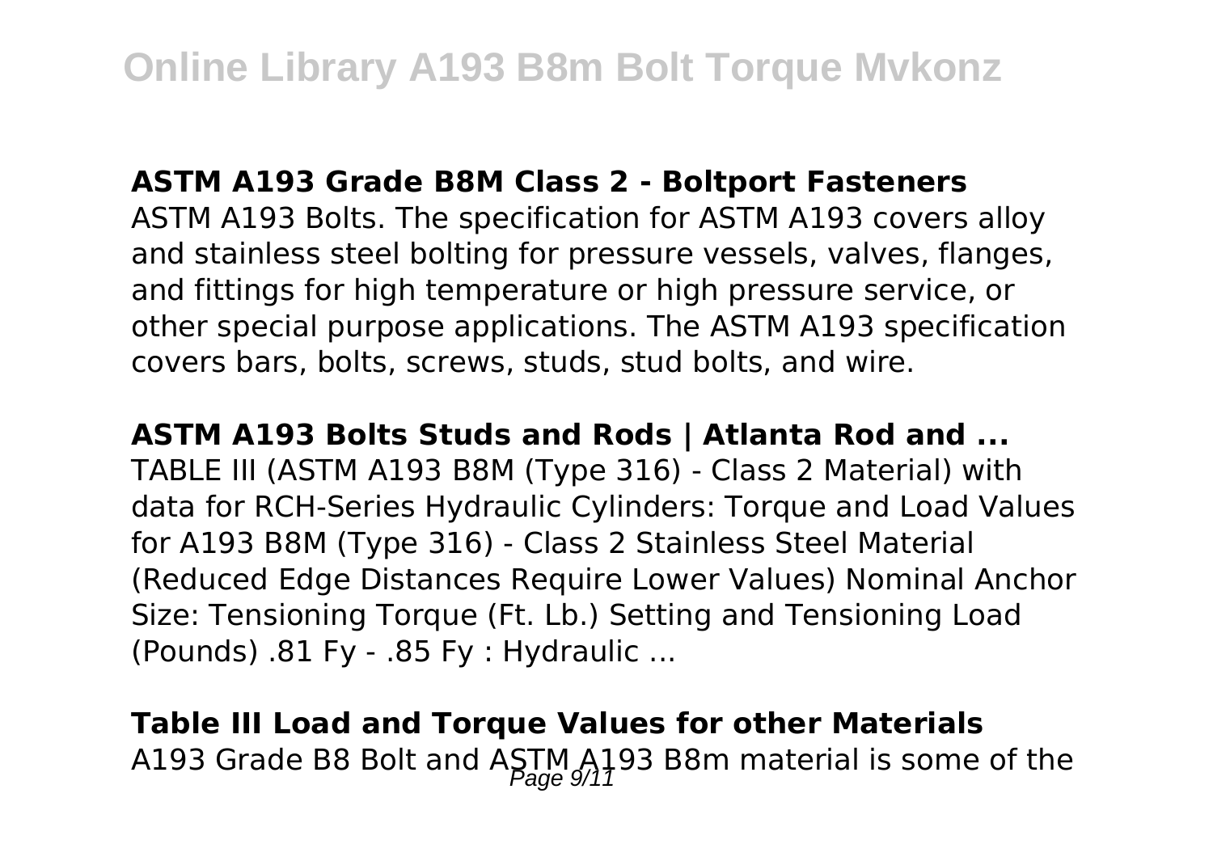**ASTM A193 Grade B8M Class 2 - Boltport Fasteners**

ASTM A193 Bolts. The specification for ASTM A193 covers alloy and stainless steel bolting for pressure vessels, valves, flanges, and fittings for high temperature or high pressure service, or other special purpose applications. The ASTM A193 specification covers bars, bolts, screws, studs, stud bolts, and wire.

**ASTM A193 Bolts Studs and Rods | Atlanta Rod and ...**

TABLE III (ASTM A193 B8M (Type 316) - Class 2 Material) with data for RCH-Series Hydraulic Cylinders: Torque and Load Values for A193 B8M (Type 316) - Class 2 Stainless Steel Material (Reduced Edge Distances Require Lower Values) Nominal Anchor Size: Tensioning Torque (Ft. Lb.) Setting and Tensioning Load (Pounds) .81 Fy - .85 Fy : Hydraulic ...

**Table III Load and Torque Values for other Materials**

A193 Grade B8 Bolt and ASTM A193 B8m material is some of the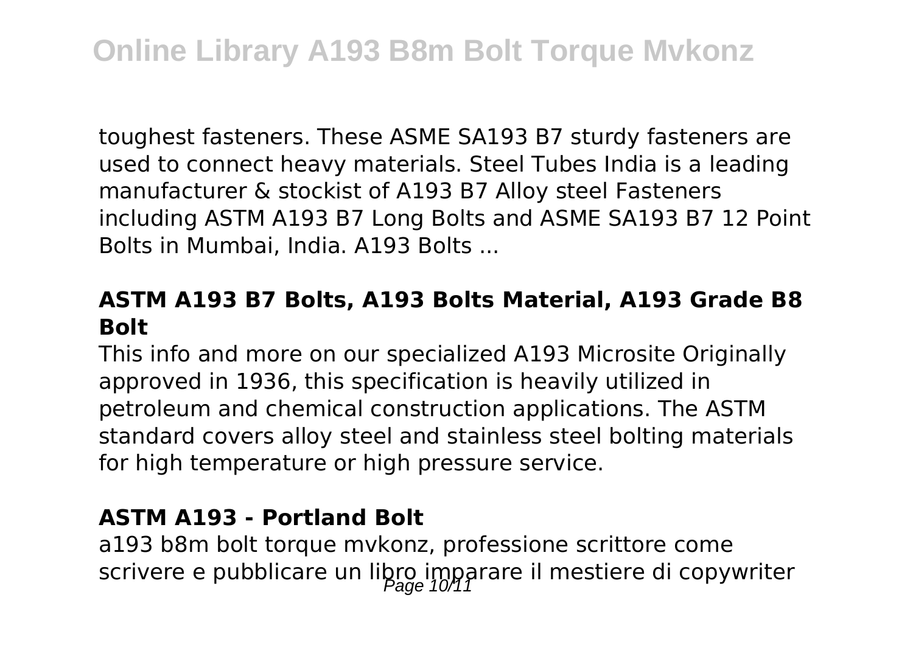toughest fasteners. These ASME SA193 B7 sturdy fasteners are used to connect heavy materials. Steel Tubes India is a leading manufacturer & stockist of A193 B7 Alloy steel Fasteners including ASTM A193 B7 Long Bolts and ASME SA193 B7 12 Point Bolts in Mumbai, India. A193 Bolts ...

### **ASTM A193 B7 Bolts, A193 Bolts Material, A193 Grade B8 Bolt**

This info and more on our specialized A193 Microsite Originally approved in 1936, this specification is heavily utilized in petroleum and chemical construction applications. The ASTM standard covers alloy steel and stainless steel bolting materials for high temperature or high pressure service.

### **ASTM A193 - Portland Bolt**

a193 b8m bolt torque mvkonz, professione scrittore come scrivere e pubblicare un libro imparare il mestiere di copywriter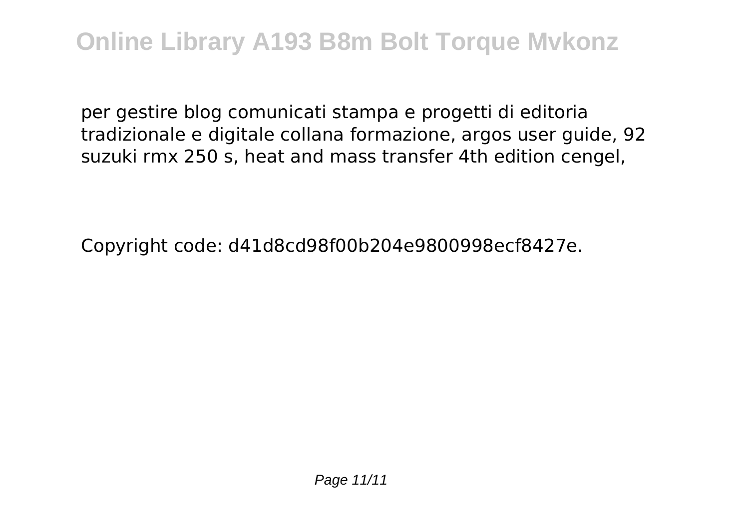per gestire blog comunicati stampa e progetti di editoria tradizionale e digitale collana formazione, argos user guide, 92 suzuki rmx 250 s, heat and mass transfer 4th edition cengel,

Copyright code: d41d8cd98f00b204e9800998ecf8427e.